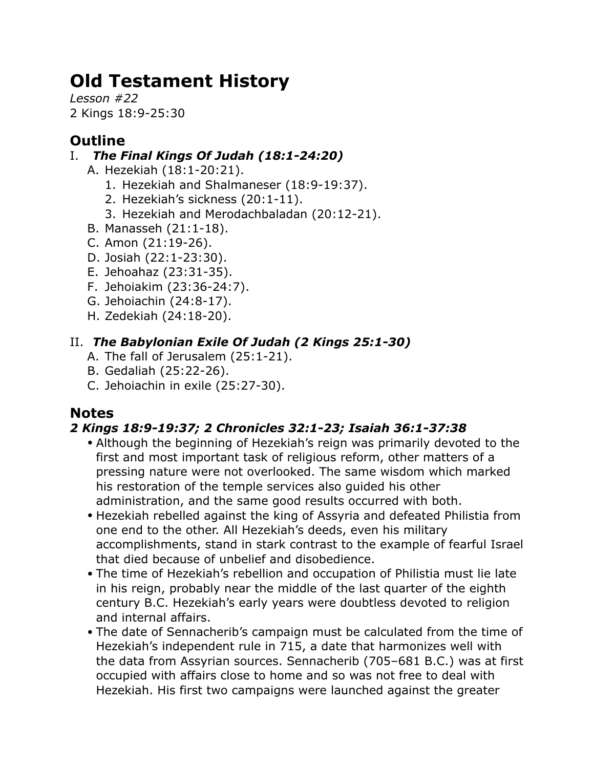# Old Testament History

*Lesson #22*
2 Kings 18:9-25:30

## Outline

I. ***The Final Kings Of Judah (18:1-24:20)***
   - A. Hezekiah (18:1-20:21).
     1. Hezekiah and Shalmaneser (18:9-19:37).
     2. Hezekiah's sickness (20:1-11).
     3. Hezekiah and Merodachbaladan (20:12-21).
   - B. Manasseh (21:1-18).
   - C. Amon (21:19-26).
   - D. Josiah (22:1-23:30).
   - E. Jehoahaz (23:31-35).
   - F. Jehoiakim (23:36-24:7).
   - G. Jehoiachin (24:8-17).
   - H. Zedekiah (24:18-20).

II. ***The Babylonian Exile Of Judah (2 Kings 25:1-30)***
   - A. The fall of Jerusalem (25:1-21).
   - B. Gedaliah (25:22-26).
   - C. Jehoiachin in exile (25:27-30).

## Notes

### *2 Kings 18:9-19:37; 2 Chronicles 32:1-23; Isaiah 36:1-37:38*

- Although the beginning of Hezekiah's reign was primarily devoted to the first and most important task of religious reform, other matters of a pressing nature were not overlooked. The same wisdom which marked his restoration of the temple services also guided his other administration, and the same good results occurred with both.
- Hezekiah rebelled against the king of Assyria and defeated Philistia from one end to the other. All Hezekiah's deeds, even his military accomplishments, stand in stark contrast to the example of fearful Israel that died because of unbelief and disobedience.
- The time of Hezekiah's rebellion and occupation of Philistia must lie late in his reign, probably near the middle of the last quarter of the eighth century B.C. Hezekiah's early years were doubtless devoted to religion and internal affairs.
- The date of Sennacherib's campaign must be calculated from the time of Hezekiah's independent rule in 715, a date that harmonizes well with the data from Assyrian sources. Sennacherib (705–681 B.C.) was at first occupied with affairs close to home and so was not free to deal with Hezekiah. His first two campaigns were launched against the greater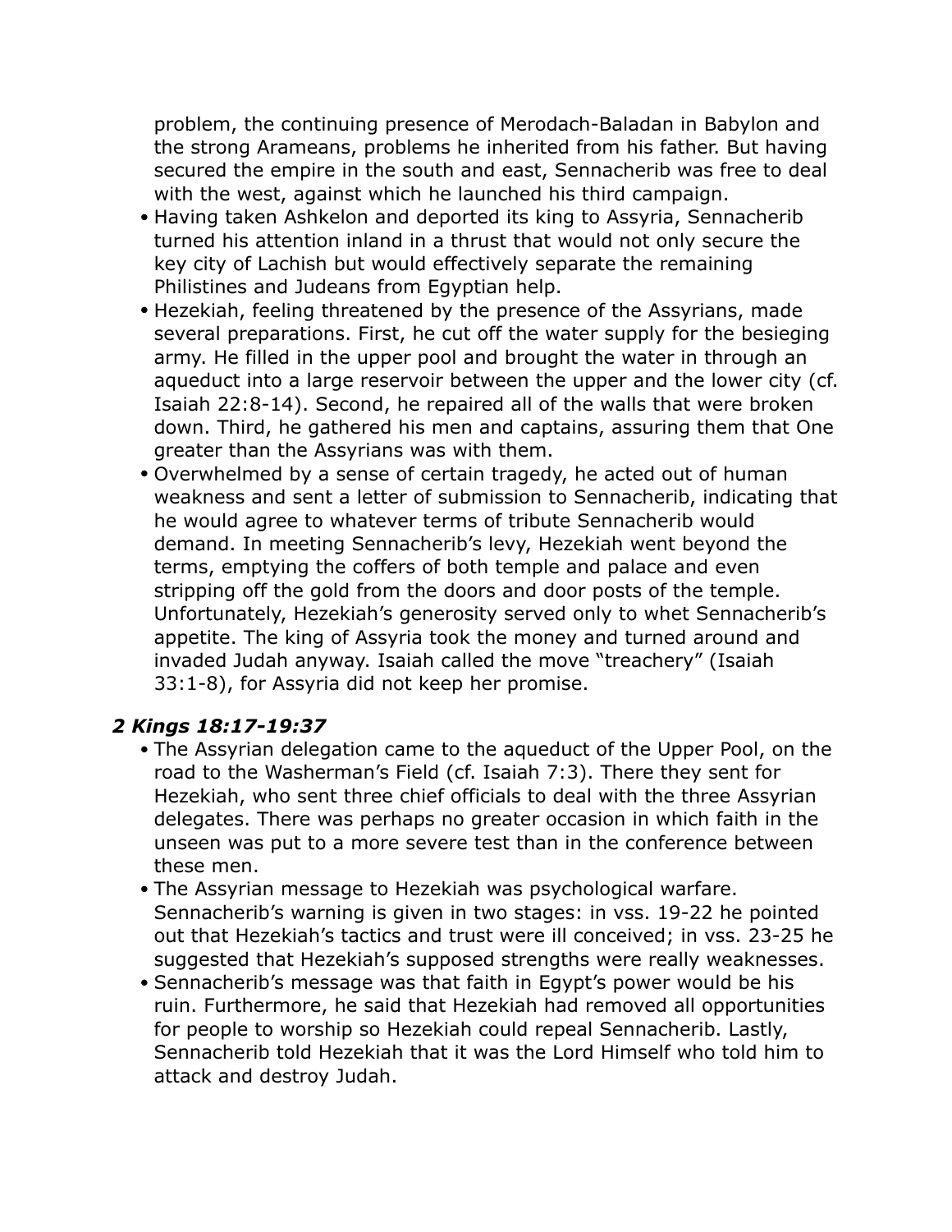problem, the continuing presence of Merodach-Baladan in Babylon and the strong Arameans, problems he inherited from his father. But having secured the empire in the south and east, Sennacherib was free to deal with the west, against which he launched his third campaign.

- Having taken Ashkelon and deported its king to Assyria, Sennacherib turned his attention inland in a thrust that would not only secure the key city of Lachish but would effectively separate the remaining Philistines and Judeans from Egyptian help.
- Hezekiah, feeling threatened by the presence of the Assyrians, made several preparations. First, he cut off the water supply for the besieging army. He filled in the upper pool and brought the water in through an aqueduct into a large reservoir between the upper and the lower city (cf. Isaiah 22:8-14). Second, he repaired all of the walls that were broken down. Third, he gathered his men and captains, assuring them that One greater than the Assyrians was with them.
- Overwhelmed by a sense of certain tragedy, he acted out of human weakness and sent a letter of submission to Sennacherib, indicating that he would agree to whatever terms of tribute Sennacherib would demand. In meeting Sennacherib's levy, Hezekiah went beyond the terms, emptying the coffers of both temple and palace and even stripping off the gold from the doors and door posts of the temple. Unfortunately, Hezekiah's generosity served only to whet Sennacherib's appetite. The king of Assyria took the money and turned around and invaded Judah anyway. Isaiah called the move "treachery" (Isaiah 33:1-8), for Assyria did not keep her promise.

### *2 Kings 18:17-19:37*

- The Assyrian delegation came to the aqueduct of the Upper Pool, on the road to the Washerman's Field (cf. Isaiah 7:3). There they sent for Hezekiah, who sent three chief officials to deal with the three Assyrian delegates. There was perhaps no greater occasion in which faith in the unseen was put to a more severe test than in the conference between these men.
- The Assyrian message to Hezekiah was psychological warfare. Sennacherib's warning is given in two stages: in vss. 19-22 he pointed out that Hezekiah's tactics and trust were ill conceived; in vss. 23-25 he suggested that Hezekiah's supposed strengths were really weaknesses.
- Sennacherib's message was that faith in Egypt's power would be his ruin. Furthermore, he said that Hezekiah had removed all opportunities for people to worship so Hezekiah could repeal Sennacherib. Lastly, Sennacherib told Hezekiah that it was the Lord Himself who told him to attack and destroy Judah.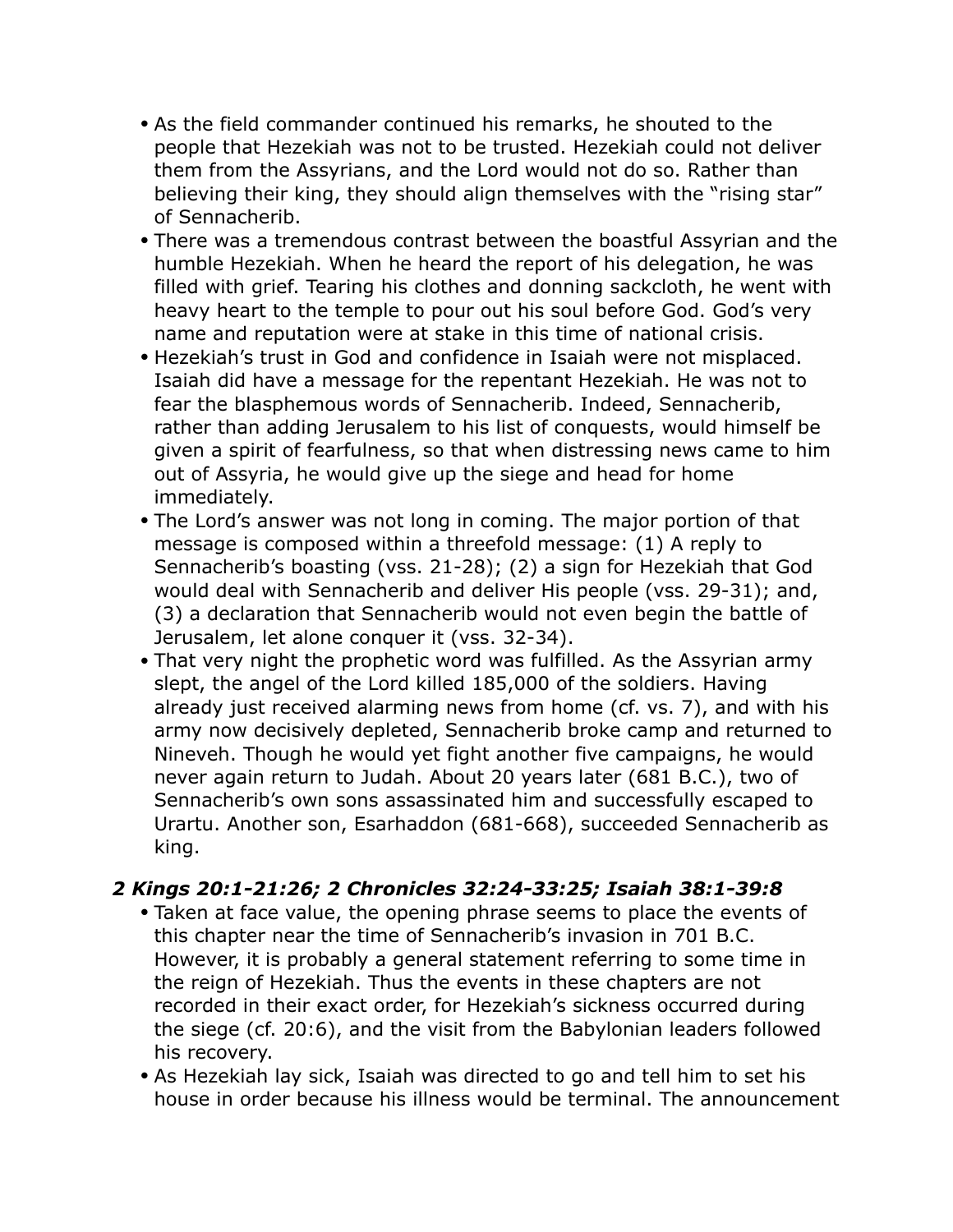- As the field commander continued his remarks, he shouted to the people that Hezekiah was not to be trusted. Hezekiah could not deliver them from the Assyrians, and the Lord would not do so. Rather than believing their king, they should align themselves with the "rising star" of Sennacherib.
- There was a tremendous contrast between the boastful Assyrian and the humble Hezekiah. When he heard the report of his delegation, he was filled with grief. Tearing his clothes and donning sackcloth, he went with heavy heart to the temple to pour out his soul before God. God's very name and reputation were at stake in this time of national crisis.
- Hezekiah's trust in God and confidence in Isaiah were not misplaced. Isaiah did have a message for the repentant Hezekiah. He was not to fear the blasphemous words of Sennacherib. Indeed, Sennacherib, rather than adding Jerusalem to his list of conquests, would himself be given a spirit of fearfulness, so that when distressing news came to him out of Assyria, he would give up the siege and head for home immediately.
- The Lord's answer was not long in coming. The major portion of that message is composed within a threefold message: (1) A reply to Sennacherib's boasting (vss. 21-28); (2) a sign for Hezekiah that God would deal with Sennacherib and deliver His people (vss. 29-31); and, (3) a declaration that Sennacherib would not even begin the battle of Jerusalem, let alone conquer it (vss. 32-34).
- That very night the prophetic word was fulfilled. As the Assyrian army slept, the angel of the Lord killed 185,000 of the soldiers. Having already just received alarming news from home (cf. vs. 7), and with his army now decisively depleted, Sennacherib broke camp and returned to Nineveh. Though he would yet fight another five campaigns, he would never again return to Judah. About 20 years later (681 B.C.), two of Sennacherib's own sons assassinated him and successfully escaped to Urartu. Another son, Esarhaddon (681-668), succeeded Sennacherib as king.

### *2 Kings 20:1-21:26; 2 Chronicles 32:24-33:25; Isaiah 38:1-39:8*

- Taken at face value, the opening phrase seems to place the events of this chapter near the time of Sennacherib's invasion in 701 B.C. However, it is probably a general statement referring to some time in the reign of Hezekiah. Thus the events in these chapters are not recorded in their exact order, for Hezekiah's sickness occurred during the siege (cf. 20:6), and the visit from the Babylonian leaders followed his recovery.
- As Hezekiah lay sick, Isaiah was directed to go and tell him to set his house in order because his illness would be terminal. The announcement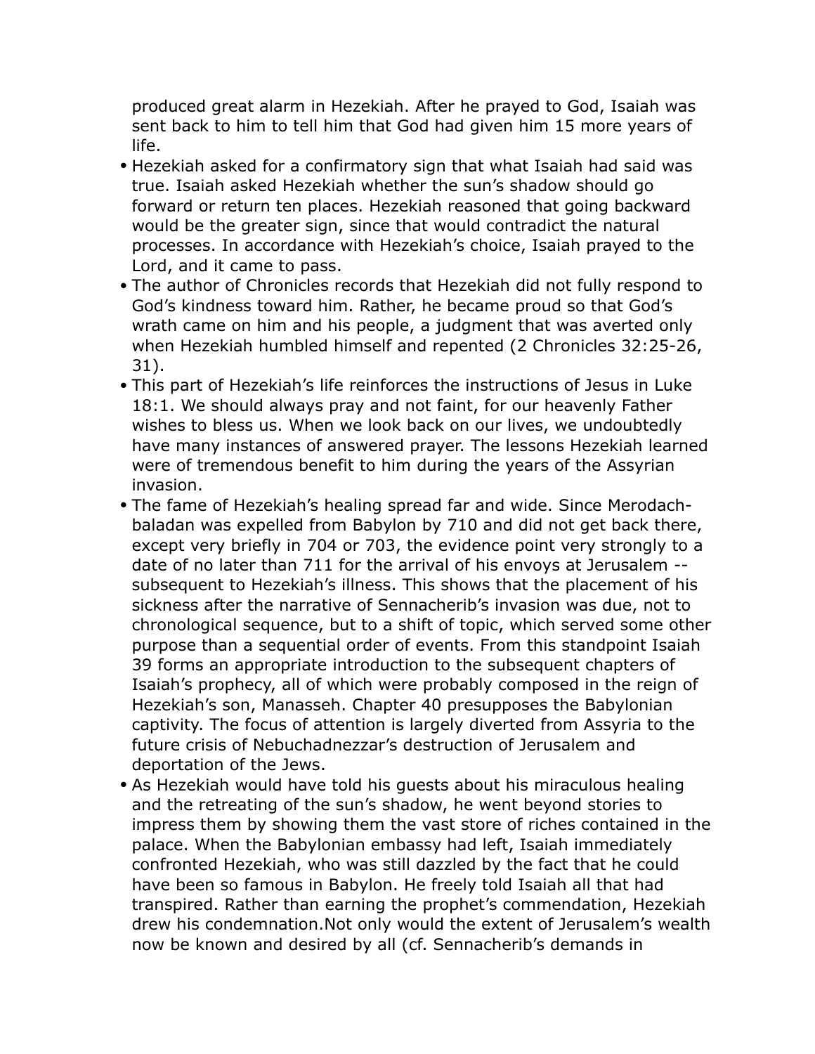produced great alarm in Hezekiah. After he prayed to God, Isaiah was sent back to him to tell him that God had given him 15 more years of life.

- Hezekiah asked for a confirmatory sign that what Isaiah had said was true. Isaiah asked Hezekiah whether the sun's shadow should go forward or return ten places. Hezekiah reasoned that going backward would be the greater sign, since that would contradict the natural processes. In accordance with Hezekiah's choice, Isaiah prayed to the Lord, and it came to pass.
- The author of Chronicles records that Hezekiah did not fully respond to God's kindness toward him. Rather, he became proud so that God's wrath came on him and his people, a judgment that was averted only when Hezekiah humbled himself and repented (2 Chronicles 32:25-26, 31).
- This part of Hezekiah's life reinforces the instructions of Jesus in Luke 18:1. We should always pray and not faint, for our heavenly Father wishes to bless us. When we look back on our lives, we undoubtedly have many instances of answered prayer. The lessons Hezekiah learned were of tremendous benefit to him during the years of the Assyrian invasion.
- The fame of Hezekiah's healing spread far and wide. Since Merodach-baladan was expelled from Babylon by 710 and did not get back there, except very briefly in 704 or 703, the evidence point very strongly to a date of no later than 711 for the arrival of his envoys at Jerusalem -- subsequent to Hezekiah's illness. This shows that the placement of his sickness after the narrative of Sennacherib's invasion was due, not to chronological sequence, but to a shift of topic, which served some other purpose than a sequential order of events. From this standpoint Isaiah 39 forms an appropriate introduction to the subsequent chapters of Isaiah's prophecy, all of which were probably composed in the reign of Hezekiah's son, Manasseh. Chapter 40 presupposes the Babylonian captivity. The focus of attention is largely diverted from Assyria to the future crisis of Nebuchadnezzar's destruction of Jerusalem and deportation of the Jews.
- As Hezekiah would have told his guests about his miraculous healing and the retreating of the sun's shadow, he went beyond stories to impress them by showing them the vast store of riches contained in the palace. When the Babylonian embassy had left, Isaiah immediately confronted Hezekiah, who was still dazzled by the fact that he could have been so famous in Babylon. He freely told Isaiah all that had transpired. Rather than earning the prophet's commendation, Hezekiah drew his condemnation.Not only would the extent of Jerusalem's wealth now be known and desired by all (cf. Sennacherib's demands in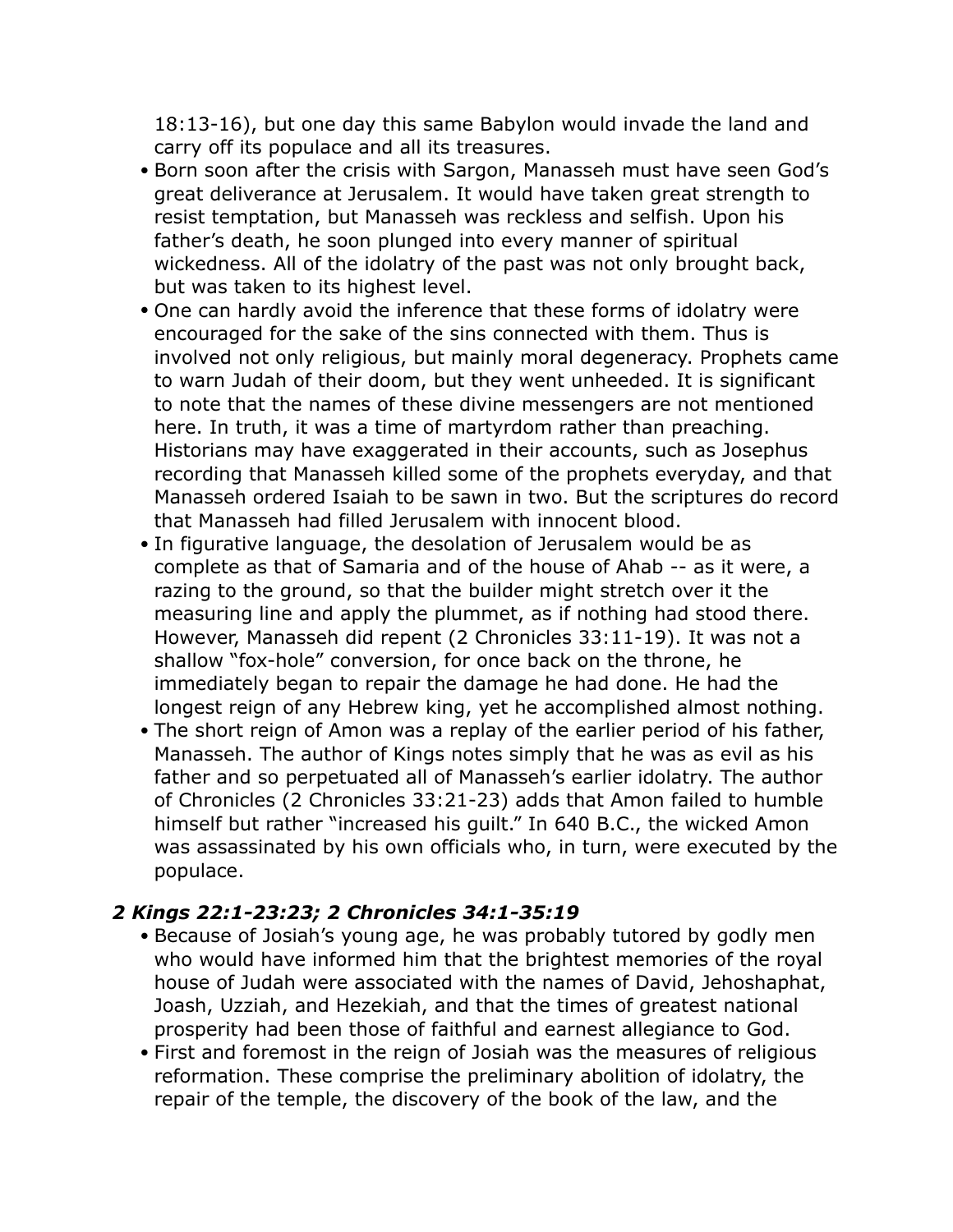18:13-16), but one day this same Babylon would invade the land and carry off its populace and all its treasures.

- Born soon after the crisis with Sargon, Manasseh must have seen God's great deliverance at Jerusalem. It would have taken great strength to resist temptation, but Manasseh was reckless and selfish. Upon his father's death, he soon plunged into every manner of spiritual wickedness. All of the idolatry of the past was not only brought back, but was taken to its highest level.
- One can hardly avoid the inference that these forms of idolatry were encouraged for the sake of the sins connected with them. Thus is involved not only religious, but mainly moral degeneracy. Prophets came to warn Judah of their doom, but they went unheeded. It is significant to note that the names of these divine messengers are not mentioned here. In truth, it was a time of martyrdom rather than preaching. Historians may have exaggerated in their accounts, such as Josephus recording that Manasseh killed some of the prophets everyday, and that Manasseh ordered Isaiah to be sawn in two. But the scriptures do record that Manasseh had filled Jerusalem with innocent blood.
- In figurative language, the desolation of Jerusalem would be as complete as that of Samaria and of the house of Ahab -- as it were, a razing to the ground, so that the builder might stretch over it the measuring line and apply the plummet, as if nothing had stood there. However, Manasseh did repent (2 Chronicles 33:11-19). It was not a shallow "fox-hole" conversion, for once back on the throne, he immediately began to repair the damage he had done. He had the longest reign of any Hebrew king, yet he accomplished almost nothing.
- The short reign of Amon was a replay of the earlier period of his father, Manasseh. The author of Kings notes simply that he was as evil as his father and so perpetuated all of Manasseh's earlier idolatry. The author of Chronicles (2 Chronicles 33:21-23) adds that Amon failed to humble himself but rather "increased his guilt." In 640 B.C., the wicked Amon was assassinated by his own officials who, in turn, were executed by the populace.

### *2 Kings 22:1-23:23; 2 Chronicles 34:1-35:19*

- Because of Josiah's young age, he was probably tutored by godly men who would have informed him that the brightest memories of the royal house of Judah were associated with the names of David, Jehoshaphat, Joash, Uzziah, and Hezekiah, and that the times of greatest national prosperity had been those of faithful and earnest allegiance to God.
- First and foremost in the reign of Josiah was the measures of religious reformation. These comprise the preliminary abolition of idolatry, the repair of the temple, the discovery of the book of the law, and the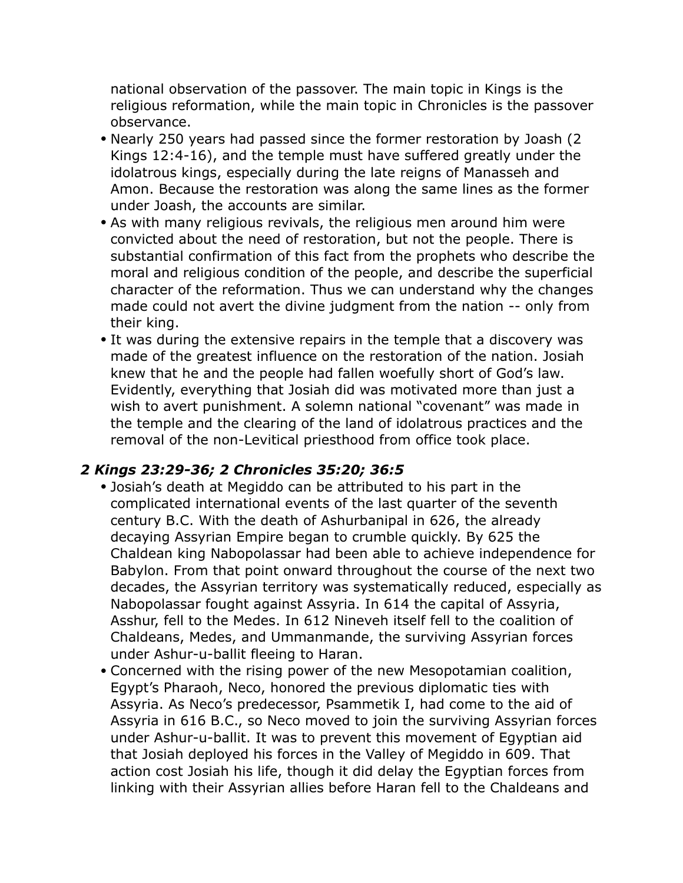national observation of the passover. The main topic in Kings is the religious reformation, while the main topic in Chronicles is the passover observance.

- Nearly 250 years had passed since the former restoration by Joash (2 Kings 12:4-16), and the temple must have suffered greatly under the idolatrous kings, especially during the late reigns of Manasseh and Amon. Because the restoration was along the same lines as the former under Joash, the accounts are similar.
- As with many religious revivals, the religious men around him were convicted about the need of restoration, but not the people. There is substantial confirmation of this fact from the prophets who describe the moral and religious condition of the people, and describe the superficial character of the reformation. Thus we can understand why the changes made could not avert the divine judgment from the nation -- only from their king.
- It was during the extensive repairs in the temple that a discovery was made of the greatest influence on the restoration of the nation. Josiah knew that he and the people had fallen woefully short of God's law. Evidently, everything that Josiah did was motivated more than just a wish to avert punishment. A solemn national "covenant" was made in the temple and the clearing of the land of idolatrous practices and the removal of the non-Levitical priesthood from office took place.

### *2 Kings 23:29-36; 2 Chronicles 35:20; 36:5*

- Josiah's death at Megiddo can be attributed to his part in the complicated international events of the last quarter of the seventh century B.C. With the death of Ashurbanipal in 626, the already decaying Assyrian Empire began to crumble quickly. By 625 the Chaldean king Nabopolassar had been able to achieve independence for Babylon. From that point onward throughout the course of the next two decades, the Assyrian territory was systematically reduced, especially as Nabopolassar fought against Assyria. In 614 the capital of Assyria, Asshur, fell to the Medes. In 612 Nineveh itself fell to the coalition of Chaldeans, Medes, and Ummanmande, the surviving Assyrian forces under Ashur-u-ballit fleeing to Haran.
- Concerned with the rising power of the new Mesopotamian coalition, Egypt's Pharaoh, Neco, honored the previous diplomatic ties with Assyria. As Neco's predecessor, Psammetik I, had come to the aid of Assyria in 616 B.C., so Neco moved to join the surviving Assyrian forces under Ashur-u-ballit. It was to prevent this movement of Egyptian aid that Josiah deployed his forces in the Valley of Megiddo in 609. That action cost Josiah his life, though it did delay the Egyptian forces from linking with their Assyrian allies before Haran fell to the Chaldeans and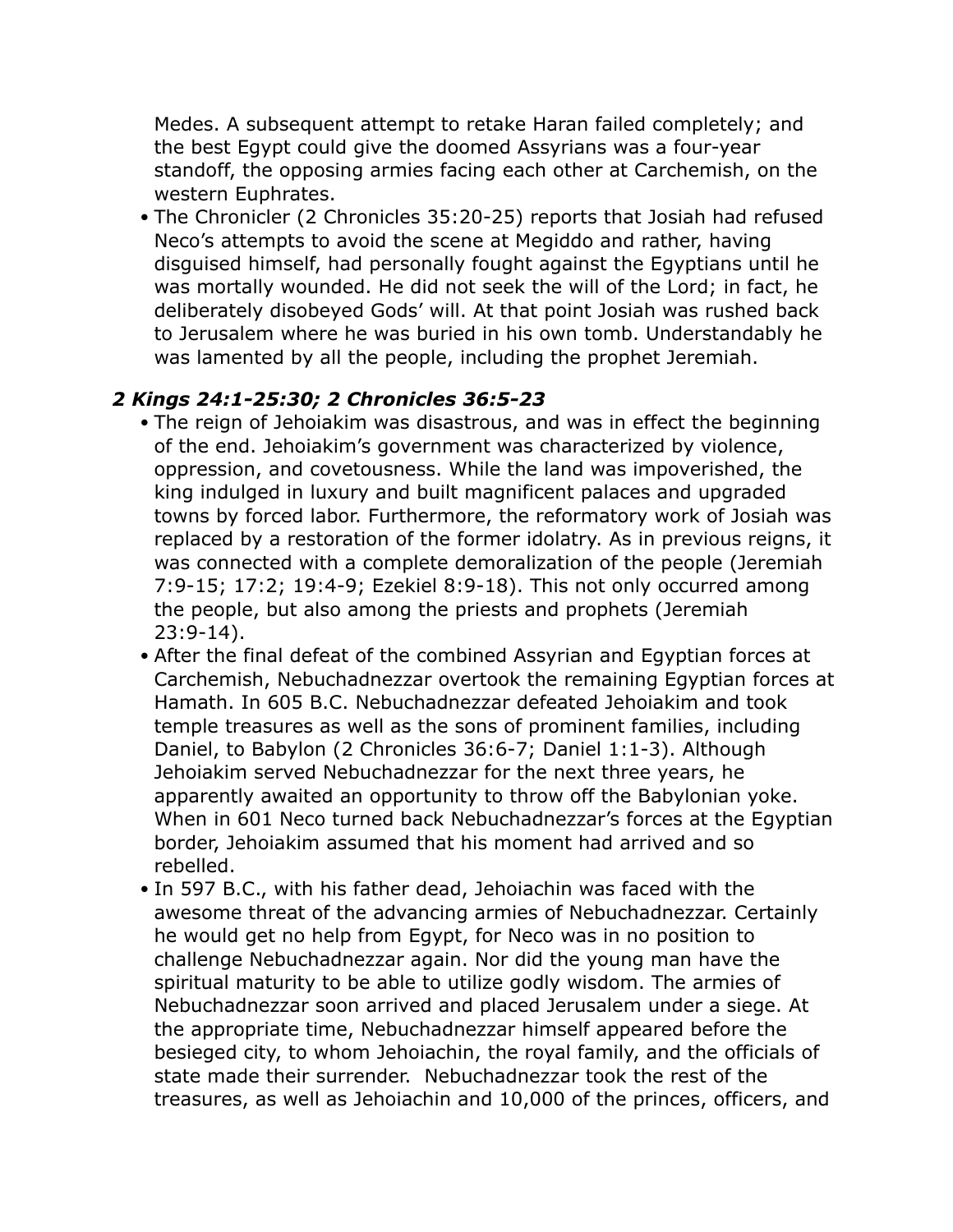Medes. A subsequent attempt to retake Haran failed completely; and the best Egypt could give the doomed Assyrians was a four-year standoff, the opposing armies facing each other at Carchemish, on the western Euphrates.

- The Chronicler (2 Chronicles 35:20-25) reports that Josiah had refused Neco's attempts to avoid the scene at Megiddo and rather, having disguised himself, had personally fought against the Egyptians until he was mortally wounded. He did not seek the will of the Lord; in fact, he deliberately disobeyed Gods' will. At that point Josiah was rushed back to Jerusalem where he was buried in his own tomb. Understandably he was lamented by all the people, including the prophet Jeremiah.

### *2 Kings 24:1-25:30; 2 Chronicles 36:5-23*

- The reign of Jehoiakim was disastrous, and was in effect the beginning of the end. Jehoiakim's government was characterized by violence, oppression, and covetousness. While the land was impoverished, the king indulged in luxury and built magnificent palaces and upgraded towns by forced labor. Furthermore, the reformatory work of Josiah was replaced by a restoration of the former idolatry. As in previous reigns, it was connected with a complete demoralization of the people (Jeremiah 7:9-15; 17:2; 19:4-9; Ezekiel 8:9-18). This not only occurred among the people, but also among the priests and prophets (Jeremiah 23:9-14).
- After the final defeat of the combined Assyrian and Egyptian forces at Carchemish, Nebuchadnezzar overtook the remaining Egyptian forces at Hamath. In 605 B.C. Nebuchadnezzar defeated Jehoiakim and took temple treasures as well as the sons of prominent families, including Daniel, to Babylon (2 Chronicles 36:6-7; Daniel 1:1-3). Although Jehoiakim served Nebuchadnezzar for the next three years, he apparently awaited an opportunity to throw off the Babylonian yoke. When in 601 Neco turned back Nebuchadnezzar's forces at the Egyptian border, Jehoiakim assumed that his moment had arrived and so rebelled.
- In 597 B.C., with his father dead, Jehoiachin was faced with the awesome threat of the advancing armies of Nebuchadnezzar. Certainly he would get no help from Egypt, for Neco was in no position to challenge Nebuchadnezzar again. Nor did the young man have the spiritual maturity to be able to utilize godly wisdom. The armies of Nebuchadnezzar soon arrived and placed Jerusalem under a siege. At the appropriate time, Nebuchadnezzar himself appeared before the besieged city, to whom Jehoiachin, the royal family, and the officials of state made their surrender. Nebuchadnezzar took the rest of the treasures, as well as Jehoiachin and 10,000 of the princes, officers, and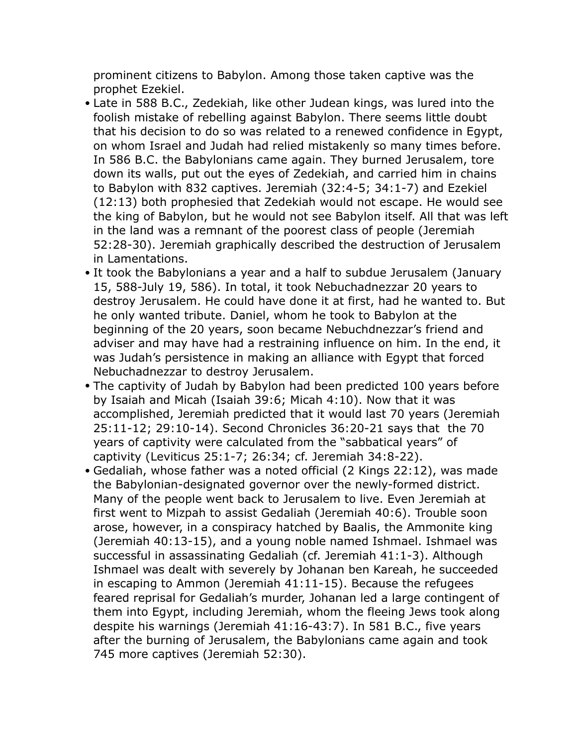prominent citizens to Babylon. Among those taken captive was the prophet Ezekiel.

- Late in 588 B.C., Zedekiah, like other Judean kings, was lured into the foolish mistake of rebelling against Babylon. There seems little doubt that his decision to do so was related to a renewed confidence in Egypt, on whom Israel and Judah had relied mistakenly so many times before. In 586 B.C. the Babylonians came again. They burned Jerusalem, tore down its walls, put out the eyes of Zedekiah, and carried him in chains to Babylon with 832 captives. Jeremiah (32:4-5; 34:1-7) and Ezekiel (12:13) both prophesied that Zedekiah would not escape. He would see the king of Babylon, but he would not see Babylon itself. All that was left in the land was a remnant of the poorest class of people (Jeremiah 52:28-30). Jeremiah graphically described the destruction of Jerusalem in Lamentations.
- It took the Babylonians a year and a half to subdue Jerusalem (January 15, 588-July 19, 586). In total, it took Nebuchadnezzar 20 years to destroy Jerusalem. He could have done it at first, had he wanted to. But he only wanted tribute. Daniel, whom he took to Babylon at the beginning of the 20 years, soon became Nebuchdnezzar's friend and adviser and may have had a restraining influence on him. In the end, it was Judah's persistence in making an alliance with Egypt that forced Nebuchadnezzar to destroy Jerusalem.
- The captivity of Judah by Babylon had been predicted 100 years before by Isaiah and Micah (Isaiah 39:6; Micah 4:10). Now that it was accomplished, Jeremiah predicted that it would last 70 years (Jeremiah 25:11-12; 29:10-14). Second Chronicles 36:20-21 says that the 70 years of captivity were calculated from the "sabbatical years" of captivity (Leviticus 25:1-7; 26:34; cf. Jeremiah 34:8-22).
- Gedaliah, whose father was a noted official (2 Kings 22:12), was made the Babylonian-designated governor over the newly-formed district. Many of the people went back to Jerusalem to live. Even Jeremiah at first went to Mizpah to assist Gedaliah (Jeremiah 40:6). Trouble soon arose, however, in a conspiracy hatched by Baalis, the Ammonite king (Jeremiah 40:13-15), and a young noble named Ishmael. Ishmael was successful in assassinating Gedaliah (cf. Jeremiah 41:1-3). Although Ishmael was dealt with severely by Johanan ben Kareah, he succeeded in escaping to Ammon (Jeremiah 41:11-15). Because the refugees feared reprisal for Gedaliah's murder, Johanan led a large contingent of them into Egypt, including Jeremiah, whom the fleeing Jews took along despite his warnings (Jeremiah 41:16-43:7). In 581 B.C., five years after the burning of Jerusalem, the Babylonians came again and took 745 more captives (Jeremiah 52:30).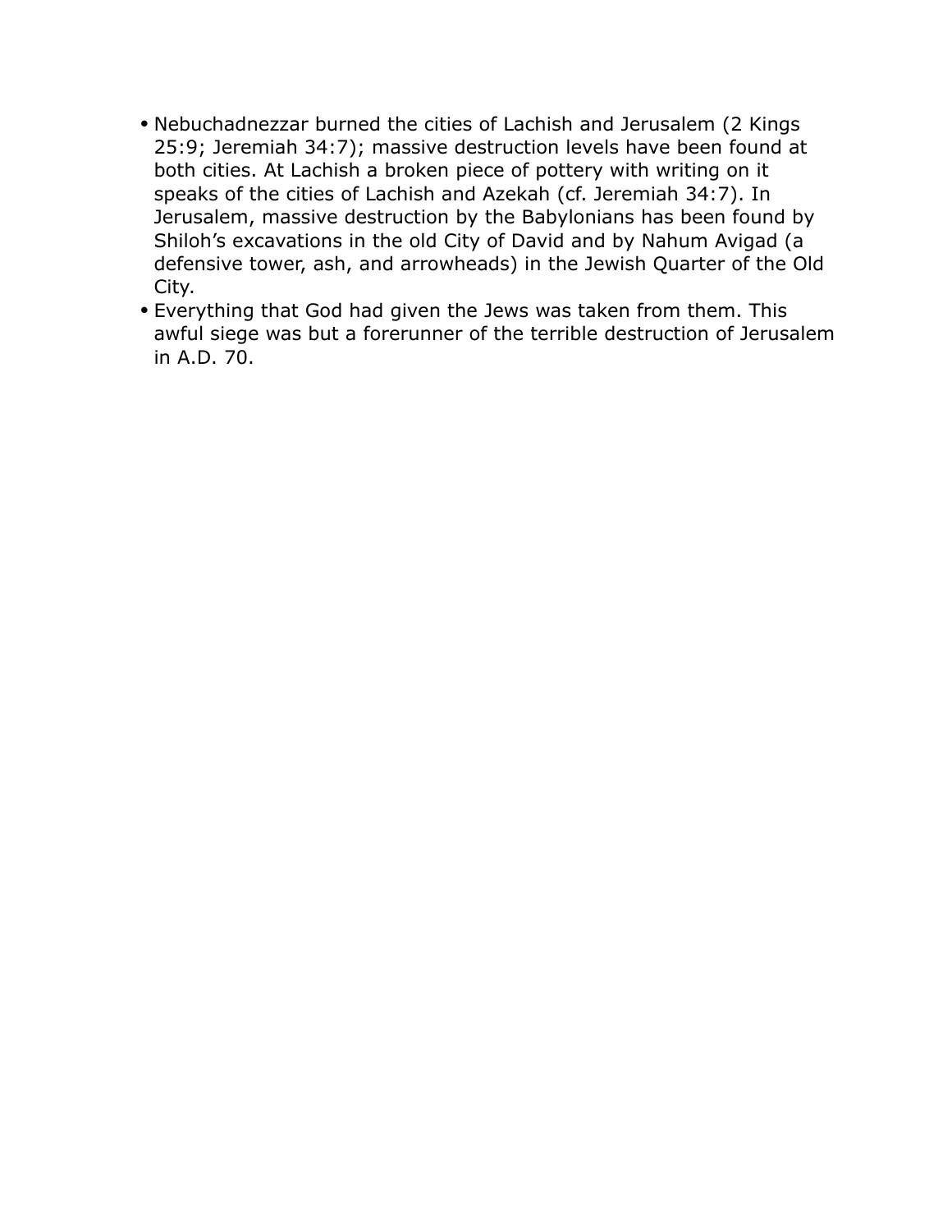- Nebuchadnezzar burned the cities of Lachish and Jerusalem (2 Kings 25:9; Jeremiah 34:7); massive destruction levels have been found at both cities. At Lachish a broken piece of pottery with writing on it speaks of the cities of Lachish and Azekah (cf. Jeremiah 34:7). In Jerusalem, massive destruction by the Babylonians has been found by Shiloh's excavations in the old City of David and by Nahum Avigad (a defensive tower, ash, and arrowheads) in the Jewish Quarter of the Old City.
- Everything that God had given the Jews was taken from them. This awful siege was but a forerunner of the terrible destruction of Jerusalem in A.D. 70.